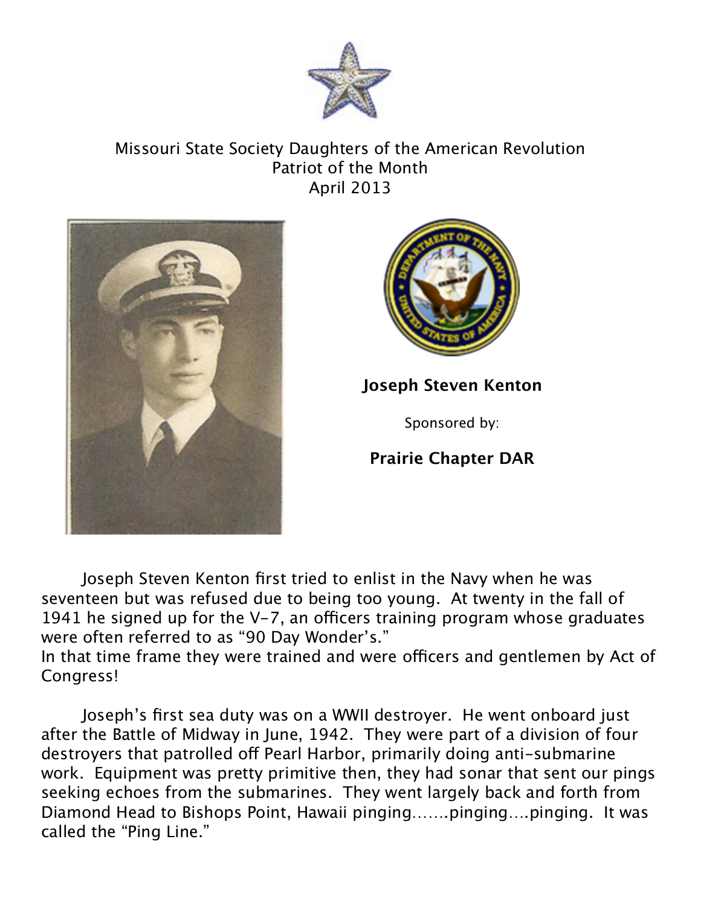Missouri State Society Daughters of the American Revolution
Patriot of the Month
April 2013

**Joseph Steven Kenton**

Sponsored by:

**Prairie Chapter DAR**

Joseph Steven Kenton first tried to enlist in the Navy when he was seventeen but was refused due to being too young. At twenty in the fall of 1941 he signed up for the V-7, an officers training program whose graduates were often referred to as "90 Day Wonder's."
In that time frame they were trained and were officers and gentlemen by Act of Congress!

Joseph's first sea duty was on a WWII destroyer. He went onboard just after the Battle of Midway in June, 1942. They were part of a division of four destroyers that patrolled off Pearl Harbor, primarily doing anti-submarine work. Equipment was pretty primitive then, they had sonar that sent our pings seeking echoes from the submarines. They went largely back and forth from Diamond Head to Bishops Point, Hawaii pinging.......pinging....pinging. It was called the "Ping Line."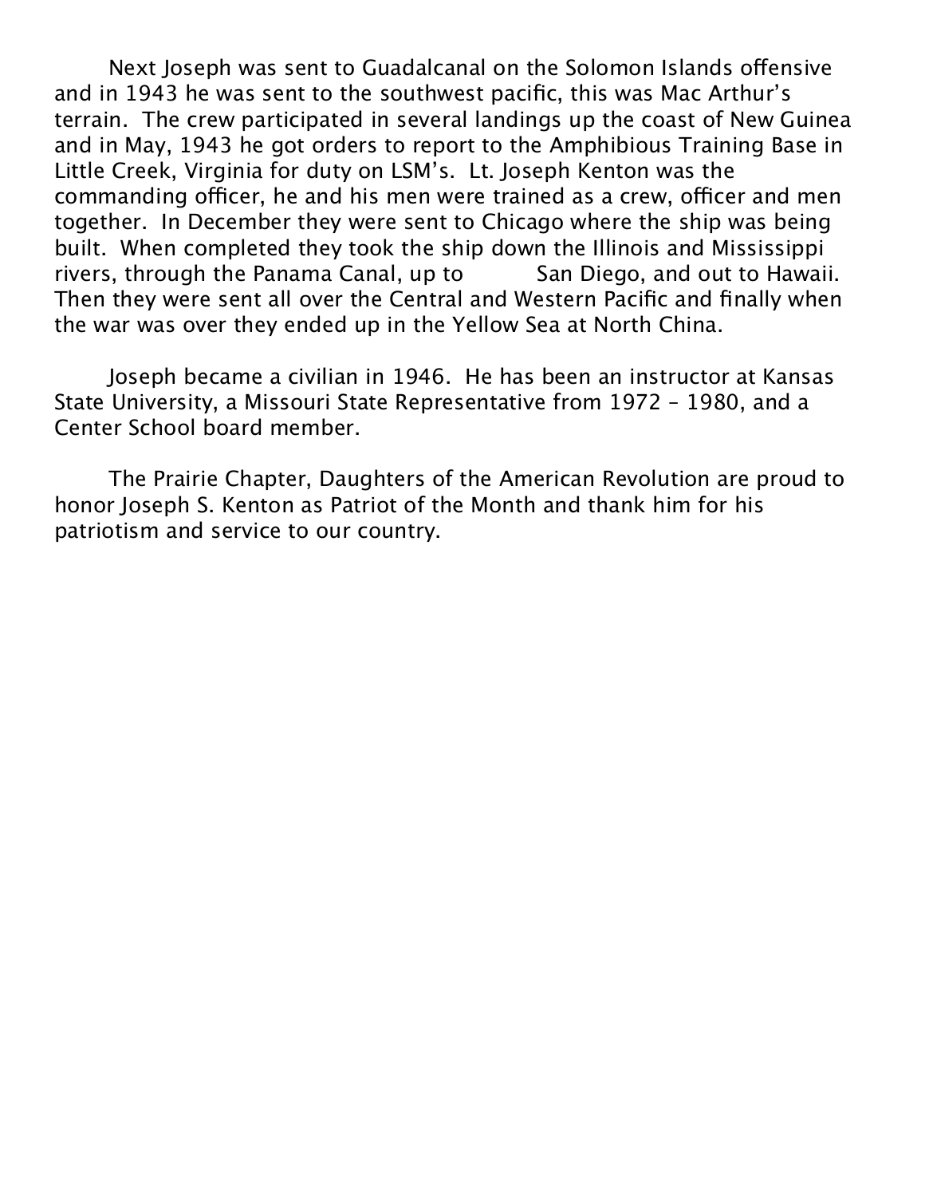Next Joseph was sent to Guadalcanal on the Solomon Islands offensive and in 1943 he was sent to the southwest pacific, this was Mac Arthur's terrain. The crew participated in several landings up the coast of New Guinea and in May, 1943 he got orders to report to the Amphibious Training Base in Little Creek, Virginia for duty on LSM's. Lt. Joseph Kenton was the commanding officer, he and his men were trained as a crew, officer and men together. In December they were sent to Chicago where the ship was being built. When completed they took the ship down the Illinois and Mississippi rivers, through the Panama Canal, up to San Diego, and out to Hawaii. Then they were sent all over the Central and Western Pacific and finally when the war was over they ended up in the Yellow Sea at North China.

Joseph became a civilian in 1946. He has been an instructor at Kansas State University, a Missouri State Representative from 1972 – 1980, and a Center School board member.

The Prairie Chapter, Daughters of the American Revolution are proud to honor Joseph S. Kenton as Patriot of the Month and thank him for his patriotism and service to our country.